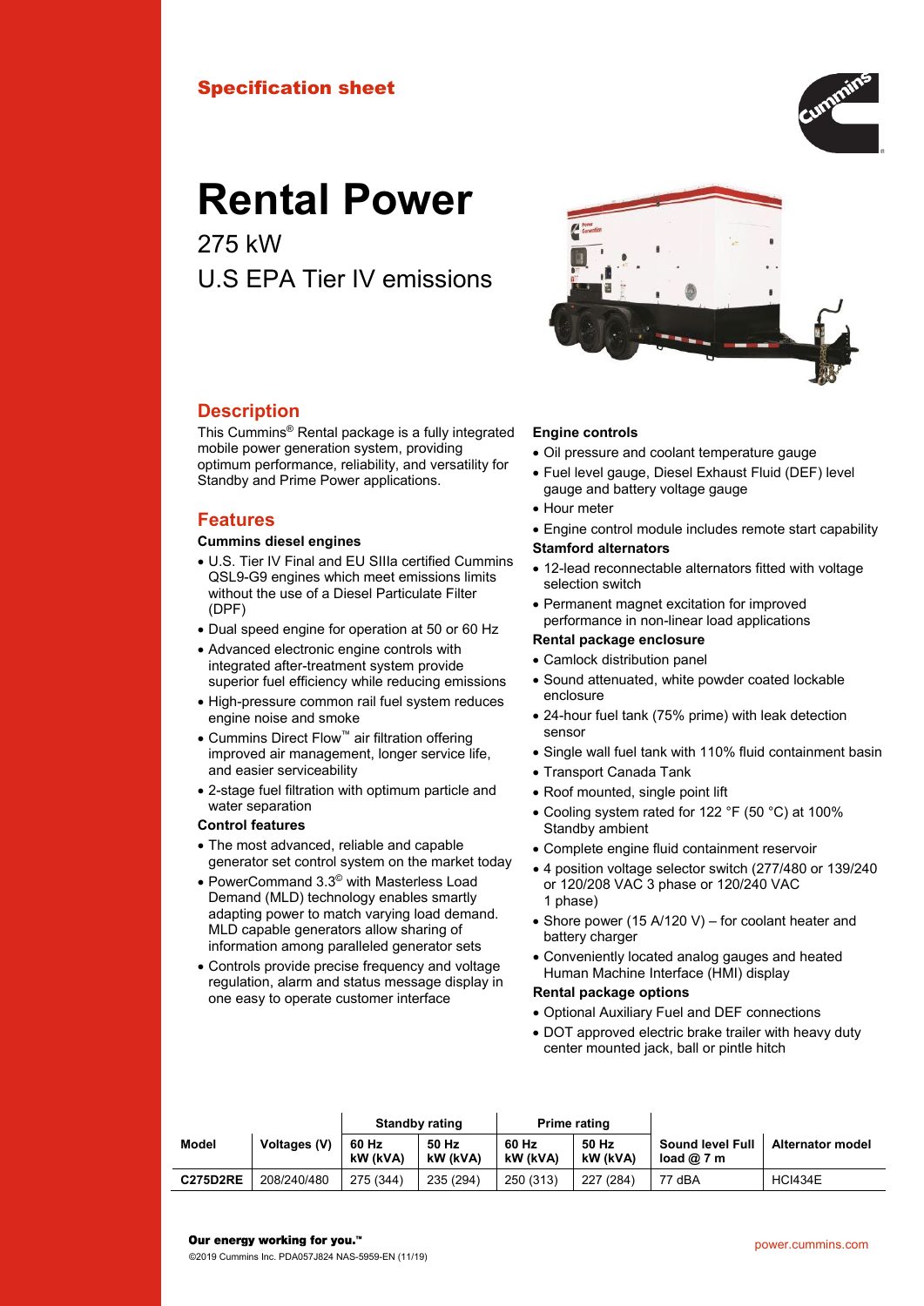Specification sheet

# Rental Power

275 kW

U.S EPA Tier IV emissions

## Description

This Cummins® Rental package is a fully integrated mobile power generation system, providing optimum performance, reliability, and versatility for Standby and Prime Power applications.

## Features

### Cummins diesel engines

- U.S. Tier IV Final and EU SIIIa certified Cummins QSL9-G9 engines which meet emissions limits without the use of a Diesel Particulate Filter (DPF)
- Dual speed engine for operation at 50 or 60 Hz
- Advanced electronic engine controls with integrated after-treatment system provide superior fuel efficiency while reducing emissions
- High-pressure common rail fuel system reduces engine noise and smoke
- Cummins Direct Flow™ air filtration offering improved air management, longer service life, and easier serviceability
- 2-stage fuel filtration with optimum particle and water separation

### Control features

- The most advanced, reliable and capable generator set control system on the market today
- PowerCommand 3.3© with Masterless Load Demand (MLD) technology enables smartly adapting power to match varying load demand. MLD capable generators allow sharing of information among paralleled generator sets
- Controls provide precise frequency and voltage regulation, alarm and status message display in one easy to operate customer interface

### Engine controls

- Oil pressure and coolant temperature gauge
- Fuel level gauge, Diesel Exhaust Fluid (DEF) level gauge and battery voltage gauge
- Hour meter
- Engine control module includes remote start capability

### Stamford alternators

- 12-lead reconnectable alternators fitted with voltage selection switch
- Permanent magnet excitation for improved performance in non-linear load applications

### Rental package enclosure

- Camlock distribution panel
- Sound attenuated, white powder coated lockable enclosure
- 24-hour fuel tank (75% prime) with leak detection sensor
- Single wall fuel tank with 110% fluid containment basin
- Transport Canada Tank
- Roof mounted, single point lift
- Cooling system rated for 122 °F (50 °C) at 100% Standby ambient
- Complete engine fluid containment reservoir
- 4 position voltage selector switch (277/480 or 139/240 or 120/208 VAC 3 phase or 120/240 VAC 1 phase)
- Shore power (15 A/120 V) – for coolant heater and battery charger
- Conveniently located analog gauges and heated Human Machine Interface (HMI) display

### Rental package options

- Optional Auxiliary Fuel and DEF connections
- DOT approved electric brake trailer with heavy duty center mounted jack, ball or pintle hitch

| Model | Voltages (V) | Standby rating | | Prime rating | | Sound level Full load @ 7 m | Alternator model |
|---|---|---|---|---|---|---|---|
| | | 60 Hz kW (kVA) | 50 Hz kW (kVA) | 60 Hz kW (kVA) | 50 Hz kW (kVA) | | |
| **C275D2RE** | 208/240/480 | 275 (344) | 235 (294) | 250 (313) | 227 (284) | 77 dBA | HCI434E |

**Our energy working for you.™**

©2019 Cummins Inc. PDA057J824 NAS-5959-EN (11/19)

power.cummins.com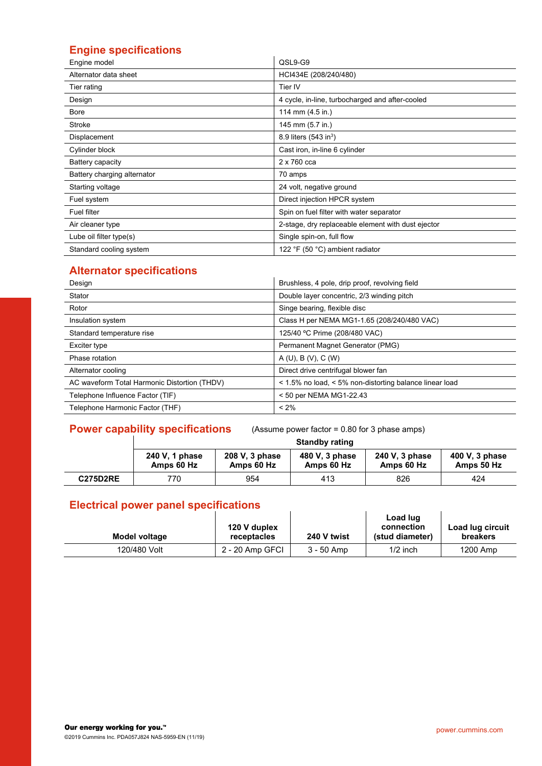## Engine specifications

| | |
|---|---|
| Engine model | QSL9-G9 |
| Alternator data sheet | HCI434E (208/240/480) |
| Tier rating | Tier IV |
| Design | 4 cycle, in-line, turbocharged and after-cooled |
| Bore | 114 mm (4.5 in.) |
| Stroke | 145 mm (5.7 in.) |
| Displacement | 8.9 liters (543 $in^3$) |
| Cylinder block | Cast iron, in-line 6 cylinder |
| Battery capacity | 2 x 760 cca |
| Battery charging alternator | 70 amps |
| Starting voltage | 24 volt, negative ground |
| Fuel system | Direct injection HPCR system |
| Fuel filter | Spin on fuel filter with water separator |
| Air cleaner type | 2-stage, dry replaceable element with dust ejector |
| Lube oil filter type(s) | Single spin-on, full flow |
| Standard cooling system | 122 °F (50 °C) ambient radiator |

## Alternator specifications

| | |
|---|---|
| Design | Brushless, 4 pole, drip proof, revolving field |
| Stator | Double layer concentric, 2/3 winding pitch |
| Rotor | Singe bearing, flexible disc |
| Insulation system | Class H per NEMA MG1-1.65 (208/240/480 VAC) |
| Standard temperature rise | 125/40 ºC Prime (208/480 VAC) |
| Exciter type | Permanent Magnet Generator (PMG) |
| Phase rotation | A (U), B (V), C (W) |
| Alternator cooling | Direct drive centrifugal blower fan |
| AC waveform Total Harmonic Distortion (THDV) | < 1.5% no load, < 5% non-distorting balance linear load |
| Telephone Influence Factor (TIF) | < 50 per NEMA MG1-22.43 |
| Telephone Harmonic Factor (THF) | < 2% |

## Power capability specifications

(Assume power factor = 0.80 for 3 phase amps)

| | Standby rating | | | | |
|---|---|---|---|---|---|
| | **240 V, 1 phase Amps 60 Hz** | **208 V, 3 phase Amps 60 Hz** | **480 V, 3 phase Amps 60 Hz** | **240 V, 3 phase Amps 60 Hz** | **400 V, 3 phase Amps 50 Hz** |
| **C275D2RE** | 770 | 954 | 413 | 826 | 424 |

## Electrical power panel specifications

| Model voltage | 120 V duplex receptacles | 240 V twist | Load lug connection (stud diameter) | Load lug circuit breakers |
|---|---|---|---|---|
| 120/480 Volt | 2 - 20 Amp GFCI | 3 - 50 Amp | 1/2 inch | 1200 Amp |

**Our energy working for you.™**

©2019 Cummins Inc. PDA057J824 NAS-5959-EN (11/19)

power.cummins.com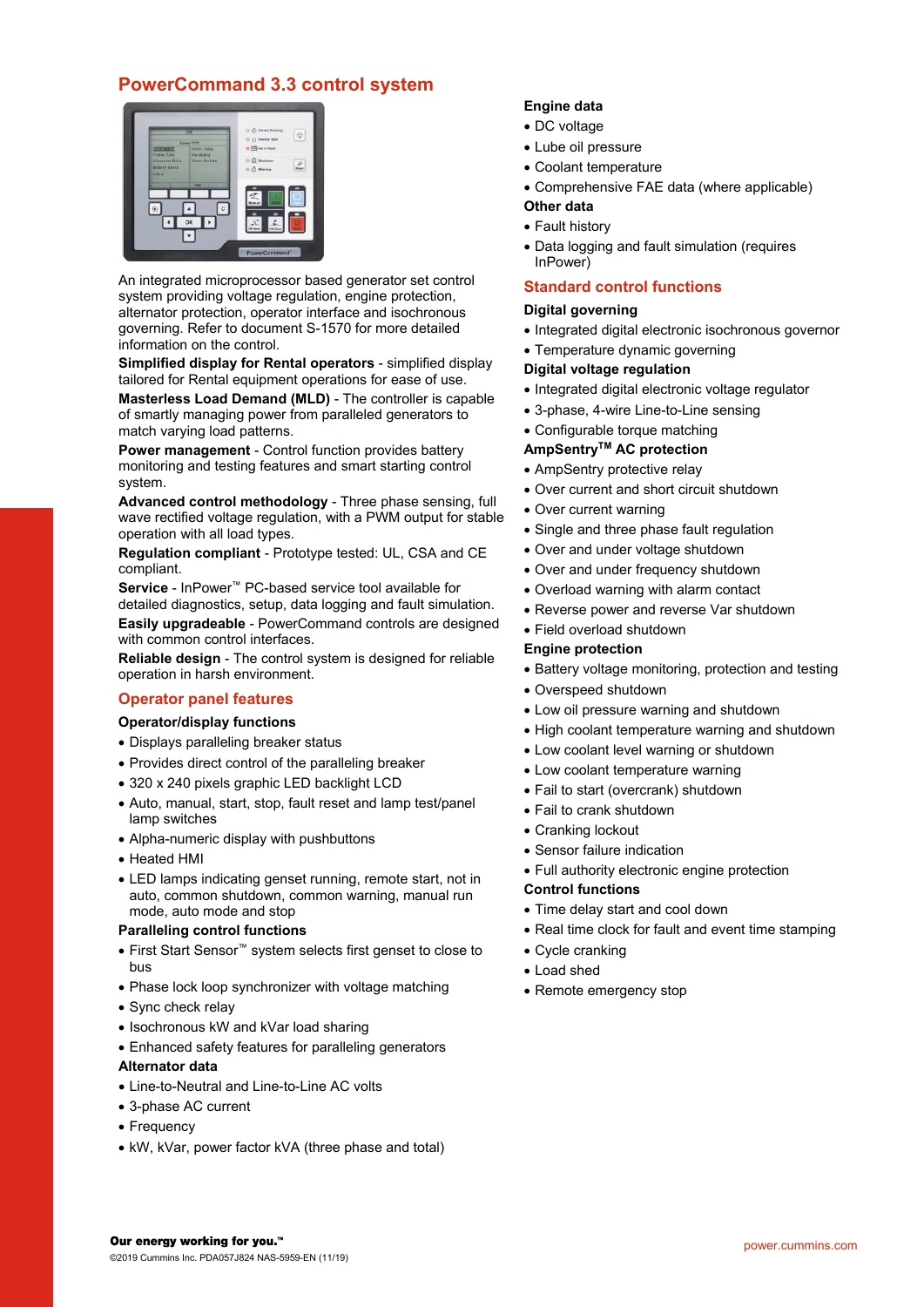## PowerCommand 3.3 control system

An integrated microprocessor based generator set control system providing voltage regulation, engine protection, alternator protection, operator interface and isochronous governing. Refer to document S-1570 for more detailed information on the control.

**Simplified display for Rental operators** - simplified display tailored for Rental equipment operations for ease of use.

**Masterless Load Demand (MLD)** - The controller is capable of smartly managing power from paralleled generators to match varying load patterns.

**Power management** - Control function provides battery monitoring and testing features and smart starting control system.

**Advanced control methodology** - Three phase sensing, full wave rectified voltage regulation, with a PWM output for stable operation with all load types.

**Regulation compliant** - Prototype tested: UL, CSA and CE compliant.

**Service** - InPower™ PC-based service tool available for detailed diagnostics, setup, data logging and fault simulation.

**Easily upgradeable** - PowerCommand controls are designed with common control interfaces.

**Reliable design** - The control system is designed for reliable operation in harsh environment.

### Operator panel features

**Operator/display functions**

- Displays paralleling breaker status
- Provides direct control of the paralleling breaker
- 320 x 240 pixels graphic LED backlight LCD
- Auto, manual, start, stop, fault reset and lamp test/panel lamp switches
- Alpha-numeric display with pushbuttons
- Heated HMI
- LED lamps indicating genset running, remote start, not in auto, common shutdown, common warning, manual run mode, auto mode and stop

**Paralleling control functions**

- First Start Sensor™ system selects first genset to close to bus
- Phase lock loop synchronizer with voltage matching
- Sync check relay
- Isochronous kW and kVar load sharing
- Enhanced safety features for paralleling generators

**Alternator data**

- Line-to-Neutral and Line-to-Line AC volts
- 3-phase AC current
- Frequency
- kW, kVar, power factor kVA (three phase and total)

**Engine data**

- DC voltage
- Lube oil pressure
- Coolant temperature
- Comprehensive FAE data (where applicable)

**Other data**

- Fault history
- Data logging and fault simulation (requires InPower)

### Standard control functions

**Digital governing**

- Integrated digital electronic isochronous governor
- Temperature dynamic governing

**Digital voltage regulation**

- Integrated digital electronic voltage regulator
- 3-phase, 4-wire Line-to-Line sensing
- Configurable torque matching

**AmpSentry™ AC protection**

- AmpSentry protective relay
- Over current and short circuit shutdown
- Over current warning
- Single and three phase fault regulation
- Over and under voltage shutdown
- Over and under frequency shutdown
- Overload warning with alarm contact
- Reverse power and reverse Var shutdown
- Field overload shutdown

**Engine protection**

- Battery voltage monitoring, protection and testing
- Overspeed shutdown
- Low oil pressure warning and shutdown
- High coolant temperature warning and shutdown
- Low coolant level warning or shutdown
- Low coolant temperature warning
- Fail to start (overcrank) shutdown
- Fail to crank shutdown
- Cranking lockout
- Sensor failure indication
- Full authority electronic engine protection

**Control functions**

- Time delay start and cool down
- Real time clock for fault and event time stamping
- Cycle cranking
- Load shed
- Remote emergency stop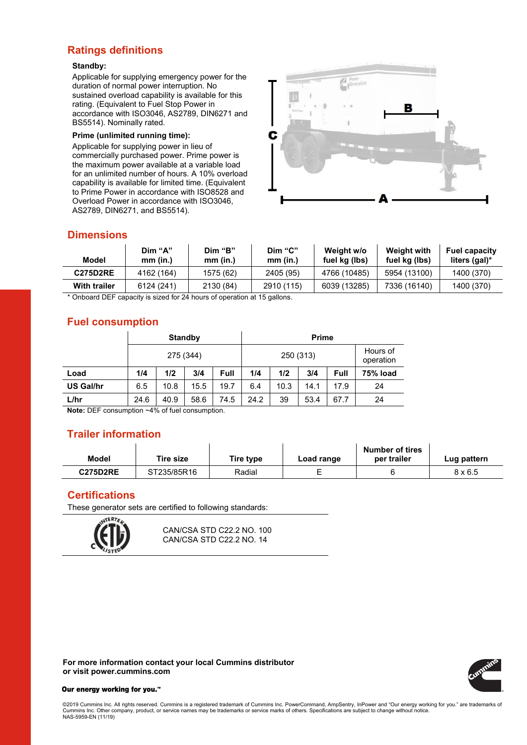## Ratings definitions

**Standby:**

Applicable for supplying emergency power for the duration of normal power interruption. No sustained overload capability is available for this rating. (Equivalent to Fuel Stop Power in accordance with ISO3046, AS2789, DIN6271 and BS5514). Nominally rated.

**Prime (unlimited running time):**

Applicable for supplying power in lieu of commercially purchased power. Prime power is the maximum power available at a variable load for an unlimited number of hours. A 10% overload capability is available for limited time. (Equivalent to Prime Power in accordance with ISO8528 and Overload Power in accordance with ISO3046, AS2789, DIN6271, and BS5514).

## Dimensions

| Model | Dim "A" mm (in.) | Dim "B" mm (in.) | Dim "C" mm (in.) | Weight w/o fuel kg (lbs) | Weight with fuel kg (lbs) | Fuel capacity liters (gal)* |
|---|---|---|---|---|---|---|
| **C275D2RE** | 4162 (164) | 1575 (62) | 2405 (95) | 4766 (10485) | 5954 (13100) | 1400 (370) |
| **With trailer** | 6124 (241) | 2130 (84) | 2910 (115) | 6039 (13285) | 7336 (16140) | 1400 (370) |

* Onboard DEF capacity is sized for 24 hours of operation at 15 gallons.

## Fuel consumption

| | Standby | | | | Prime | | | | |
|---|---|---|---|---|---|---|---|---|---|
| | 275 (344) | | | | 250 (313) | | | | Hours of operation |
| **Load** | **1/4** | **1/2** | **3/4** | **Full** | **1/4** | **1/2** | **3/4** | **Full** | **75% load** |
| **US Gal/hr** | 6.5 | 10.8 | 15.5 | 19.7 | 6.4 | 10.3 | 14.1 | 17.9 | 24 |
| **L/hr** | 24.6 | 40.9 | 58.6 | 74.5 | 24.2 | 39 | 53.4 | 67.7 | 24 |

**Note:** DEF consumption ~4% of fuel consumption.

## Trailer information

| Model | Tire size | Tire type | Load range | Number of tires per trailer | Lug pattern |
|---|---|---|---|---|---|
| **C275D2RE** | ST235/85R16 | Radial | E | 6 | 8 x 6.5 |

## Certifications

These generator sets are certified to following standards:

CAN/CSA STD C22.2 NO. 100
CAN/CSA STD C22.2 NO. 14

**For more information contact your local Cummins distributor or visit power.cummins.com**

**Our energy working for you.™**

©2019 Cummins Inc. All rights reserved. Cummins is a registered trademark of Cummins Inc. PowerCommand, AmpSentry, InPower and "Our energy working for you." are trademarks of Cummins Inc. Other company, product, or service names may be trademarks or service marks of others. Specifications are subject to change without notice.
NAS-5959-EN (11/19)